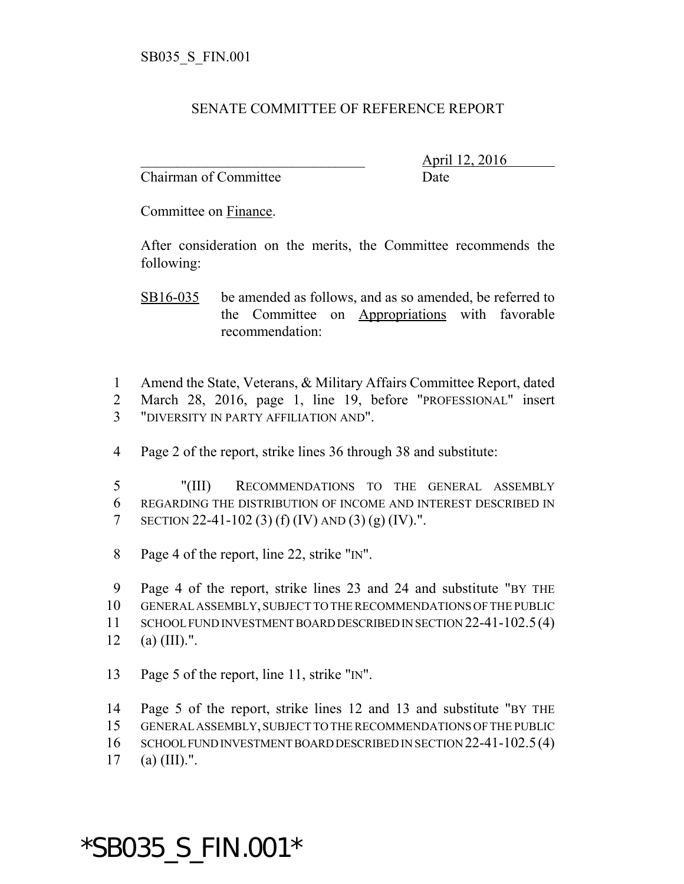SB035_S_FIN.001

SENATE COMMITTEE OF REFERENCE REPORT

________________________________ April 12, 2016
Chairman of Committee Date

Committee on Finance.

After consideration on the merits, the Committee recommends the following:

SB16-035 be amended as follows, and as so amended, be referred to the Committee on Appropriations with favorable recommendation:

1 Amend the State, Veterans, & Military Affairs Committee Report, dated
2 March 28, 2016, page 1, line 19, before "PROFESSIONAL" insert
3 "DIVERSITY IN PARTY AFFILIATION AND".

4 Page 2 of the report, strike lines 36 through 38 and substitute:

5 "(III) RECOMMENDATIONS TO THE GENERAL ASSEMBLY
6 REGARDING THE DISTRIBUTION OF INCOME AND INTEREST DESCRIBED IN
7 SECTION 22-41-102 (3) (f) (IV) AND (3) (g) (IV).".

8 Page 4 of the report, line 22, strike "IN".

9 Page 4 of the report, strike lines 23 and 24 and substitute "BY THE
10 GENERAL ASSEMBLY, SUBJECT TO THE RECOMMENDATIONS OF THE PUBLIC
11 SCHOOL FUND INVESTMENT BOARD DESCRIBED IN SECTION 22-41-102.5 (4)
12 (a) (III).".

13 Page 5 of the report, line 11, strike "IN".

14 Page 5 of the report, strike lines 12 and 13 and substitute "BY THE
15 GENERAL ASSEMBLY, SUBJECT TO THE RECOMMENDATIONS OF THE PUBLIC
16 SCHOOL FUND INVESTMENT BOARD DESCRIBED IN SECTION 22-41-102.5 (4)
17 (a) (III).".

*SB035_S_FIN.001*